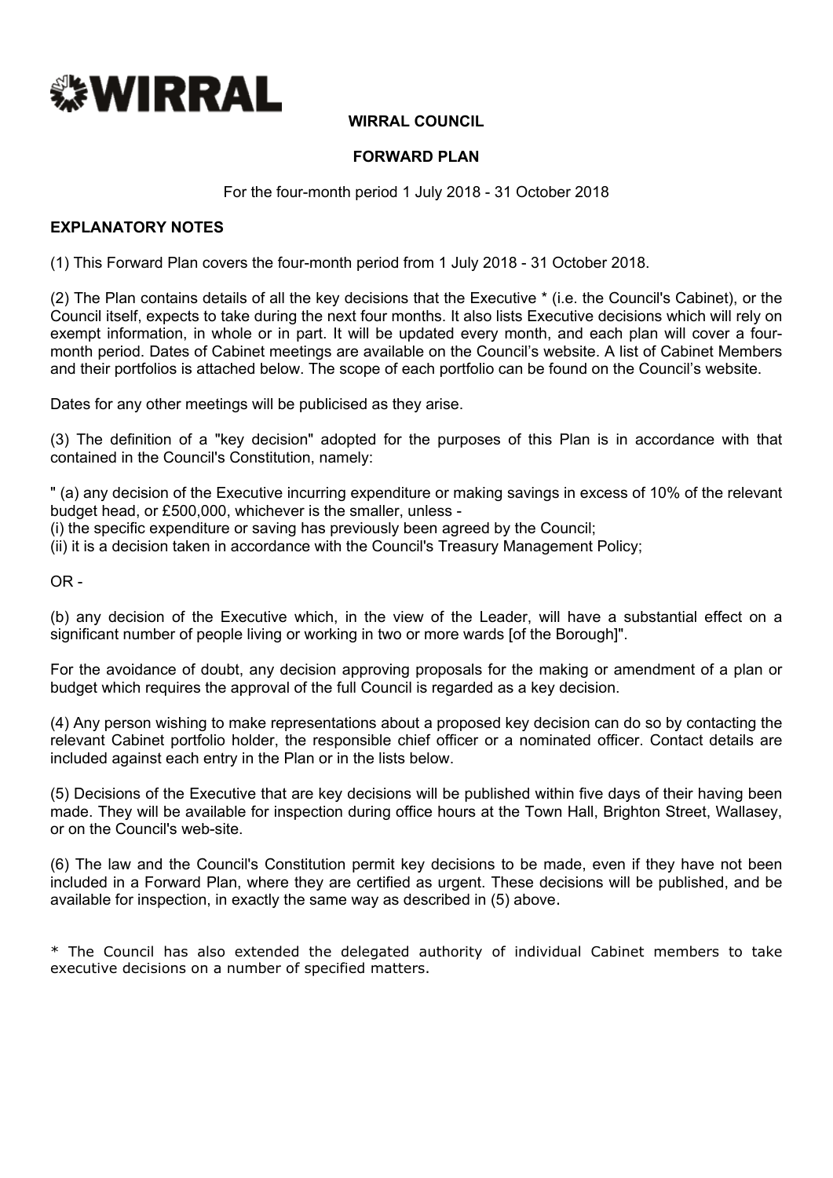**WIRRAL**

# WIRRAL COUNCIL

## FORWARD PLAN

For the four-month period 1 July 2018 - 31 October 2018

### EXPLANATORY NOTES

(1) This Forward Plan covers the four-month period from 1 July 2018 - 31 October 2018.

(2) The Plan contains details of all the key decisions that the Executive * (i.e. the Council's Cabinet), or the Council itself, expects to take during the next four months. It also lists Executive decisions which will rely on exempt information, in whole or in part. It will be updated every month, and each plan will cover a four-month period. Dates of Cabinet meetings are available on the Council's website. A list of Cabinet Members and their portfolios is attached below. The scope of each portfolio can be found on the Council's website.

Dates for any other meetings will be publicised as they arise.

(3) The definition of a "key decision" adopted for the purposes of this Plan is in accordance with that contained in the Council's Constitution, namely:

" (a) any decision of the Executive incurring expenditure or making savings in excess of 10% of the relevant budget head, or £500,000, whichever is the smaller, unless -
(i) the specific expenditure or saving has previously been agreed by the Council;
(ii) it is a decision taken in accordance with the Council's Treasury Management Policy;

OR -

(b) any decision of the Executive which, in the view of the Leader, will have a substantial effect on a significant number of people living or working in two or more wards [of the Borough]".

For the avoidance of doubt, any decision approving proposals for the making or amendment of a plan or budget which requires the approval of the full Council is regarded as a key decision.

(4) Any person wishing to make representations about a proposed key decision can do so by contacting the relevant Cabinet portfolio holder, the responsible chief officer or a nominated officer. Contact details are included against each entry in the Plan or in the lists below.

(5) Decisions of the Executive that are key decisions will be published within five days of their having been made. They will be available for inspection during office hours at the Town Hall, Brighton Street, Wallasey, or on the Council's web-site.

(6) The law and the Council's Constitution permit key decisions to be made, even if they have not been included in a Forward Plan, where they are certified as urgent. These decisions will be published, and be available for inspection, in exactly the same way as described in (5) above.

* The Council has also extended the delegated authority of individual Cabinet members to take executive decisions on a number of specified matters.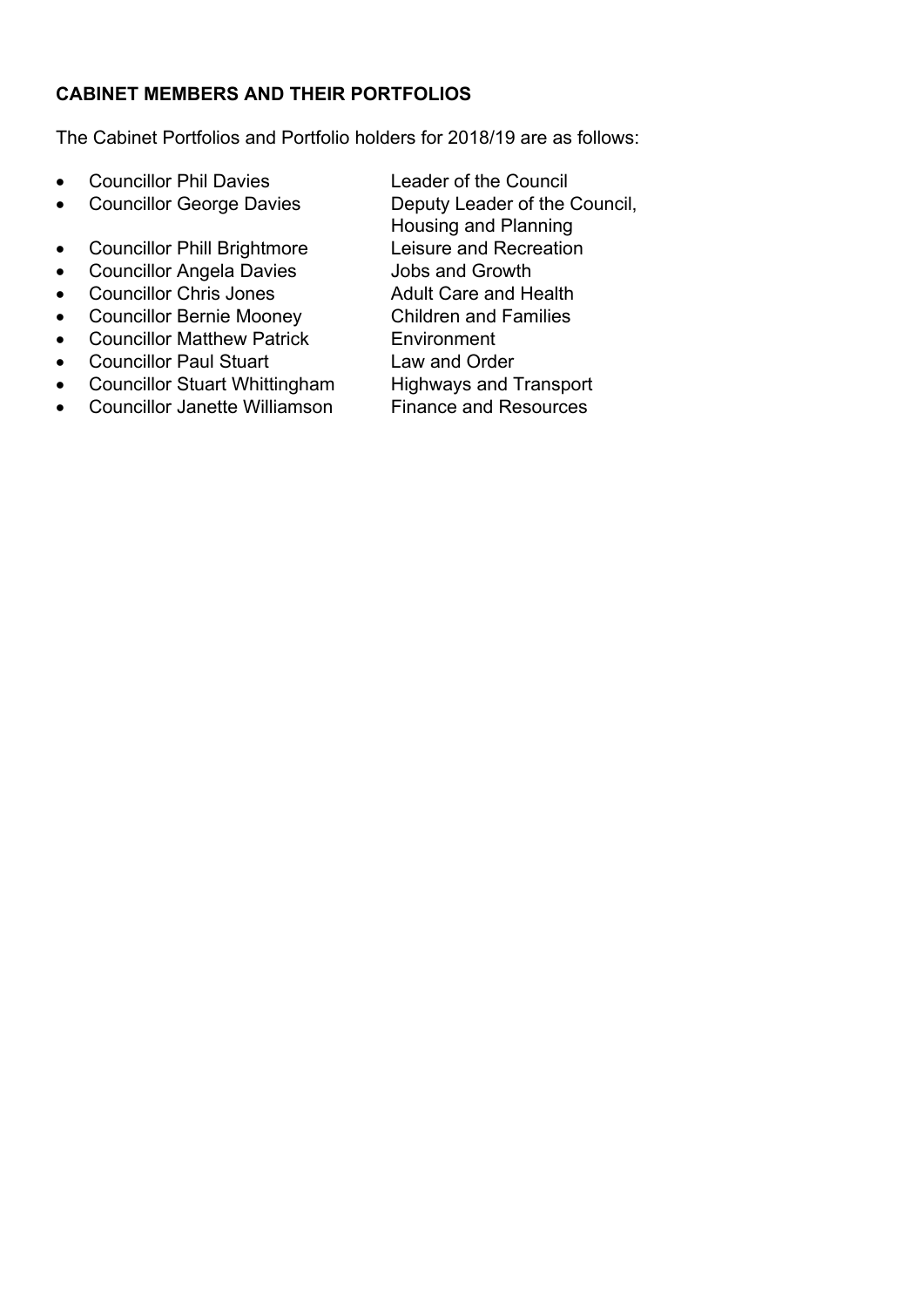**CABINET MEMBERS AND THEIR PORTFOLIOS**

The Cabinet Portfolios and Portfolio holders for 2018/19 are as follows:

- Councillor Phil Davies — Leader of the Council
- Councillor George Davies — Deputy Leader of the Council, Housing and Planning
- Councillor Phill Brightmore — Leisure and Recreation
- Councillor Angela Davies — Jobs and Growth
- Councillor Chris Jones — Adult Care and Health
- Councillor Bernie Mooney — Children and Families
- Councillor Matthew Patrick — Environment
- Councillor Paul Stuart — Law and Order
- Councillor Stuart Whittingham — Highways and Transport
- Councillor Janette Williamson — Finance and Resources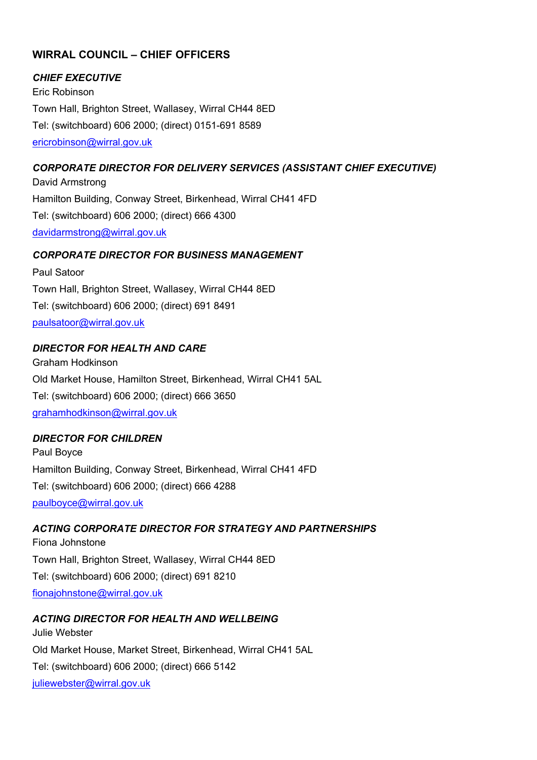## WIRRAL COUNCIL – CHIEF OFFICERS

***CHIEF EXECUTIVE***

Eric Robinson

Town Hall, Brighton Street, Wallasey, Wirral CH44 8ED

Tel: (switchboard) 606 2000; (direct) 0151-691 8589

ericrobinson@wirral.gov.uk

***CORPORATE DIRECTOR FOR DELIVERY SERVICES (ASSISTANT CHIEF EXECUTIVE)***

David Armstrong

Hamilton Building, Conway Street, Birkenhead, Wirral CH41 4FD

Tel: (switchboard) 606 2000; (direct) 666 4300

davidarmstrong@wirral.gov.uk

***CORPORATE DIRECTOR FOR BUSINESS MANAGEMENT***

Paul Satoor

Town Hall, Brighton Street, Wallasey, Wirral CH44 8ED

Tel: (switchboard) 606 2000; (direct) 691 8491

paulsatoor@wirral.gov.uk

***DIRECTOR FOR HEALTH AND CARE***

Graham Hodkinson

Old Market House, Hamilton Street, Birkenhead, Wirral CH41 5AL

Tel: (switchboard) 606 2000; (direct) 666 3650

grahamhodkinson@wirral.gov.uk

***DIRECTOR FOR CHILDREN***

Paul Boyce

Hamilton Building, Conway Street, Birkenhead, Wirral CH41 4FD

Tel: (switchboard) 606 2000; (direct) 666 4288

paulboyce@wirral.gov.uk

***ACTING CORPORATE DIRECTOR FOR STRATEGY AND PARTNERSHIPS***

Fiona Johnstone

Town Hall, Brighton Street, Wallasey, Wirral CH44 8ED

Tel: (switchboard) 606 2000; (direct) 691 8210

fionajohnstone@wirral.gov.uk

***ACTING DIRECTOR FOR HEALTH AND WELLBEING***

Julie Webster

Old Market House, Market Street, Birkenhead, Wirral CH41 5AL

Tel: (switchboard) 606 2000; (direct) 666 5142

juliewebster@wirral.gov.uk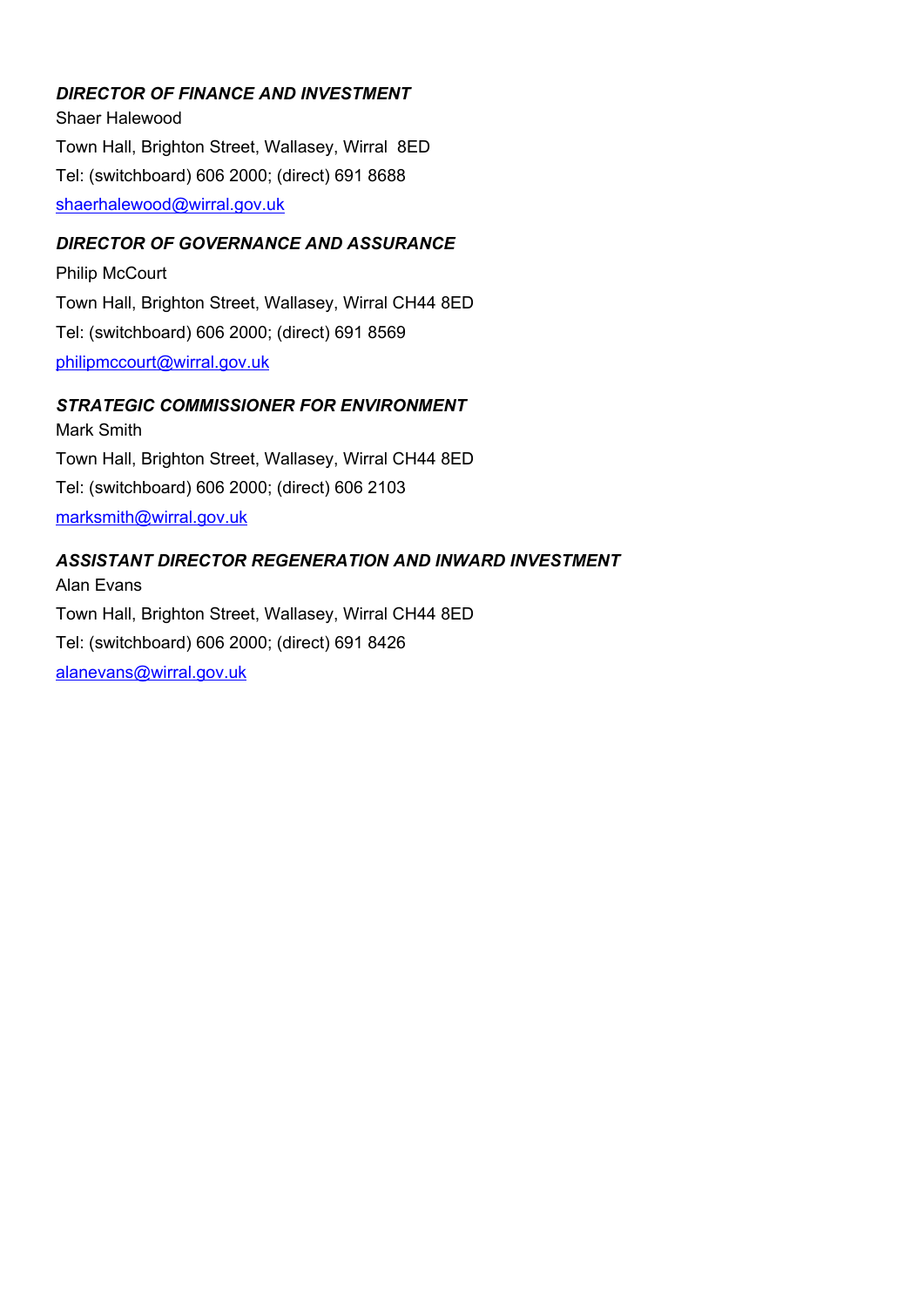***DIRECTOR OF FINANCE AND INVESTMENT***

Shaer Halewood

Town Hall, Brighton Street, Wallasey, Wirral  8ED

Tel: (switchboard) 606 2000; (direct) 691 8688

shaerhalewood@wirral.gov.uk

***DIRECTOR OF GOVERNANCE AND ASSURANCE***

Philip McCourt

Town Hall, Brighton Street, Wallasey, Wirral CH44 8ED

Tel: (switchboard) 606 2000; (direct) 691 8569

philipmccourt@wirral.gov.uk

***STRATEGIC COMMISSIONER FOR ENVIRONMENT***

Mark Smith

Town Hall, Brighton Street, Wallasey, Wirral CH44 8ED

Tel: (switchboard) 606 2000; (direct) 606 2103

marksmith@wirral.gov.uk

***ASSISTANT DIRECTOR REGENERATION AND INWARD INVESTMENT***

Alan Evans

Town Hall, Brighton Street, Wallasey, Wirral CH44 8ED

Tel: (switchboard) 606 2000; (direct) 691 8426

alanevans@wirral.gov.uk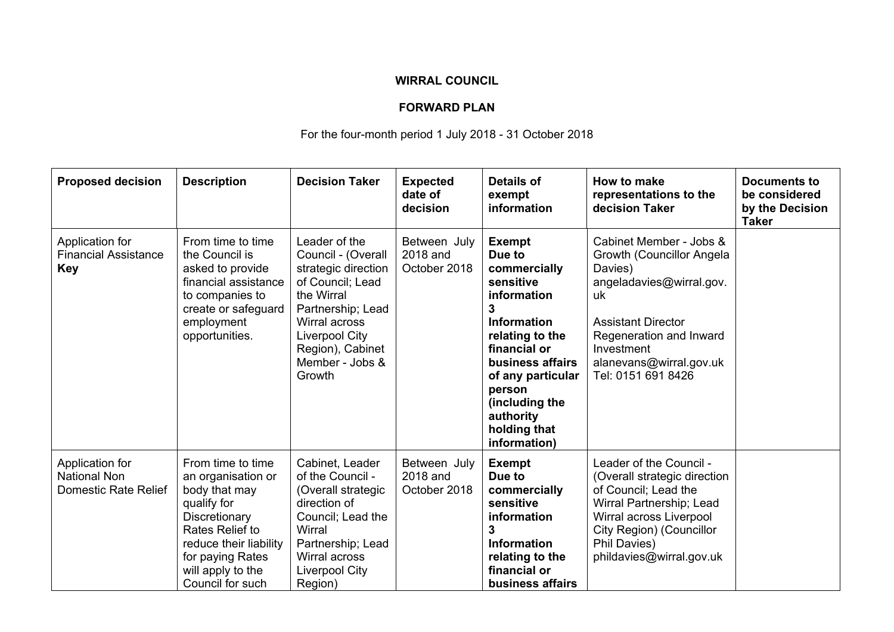**WIRRAL COUNCIL**

**FORWARD PLAN**

For the four-month period 1 July 2018 - 31 October 2018

| Proposed decision | Description | Decision Taker | Expected date of decision | Details of exempt information | How to make representations to the decision Taker | Documents to be considered by the Decision Taker |
|---|---|---|---|---|---|---|
| Application for Financial Assistance **Key** | From time to time the Council is asked to provide financial assistance to companies to create or safeguard employment opportunities. | Leader of the Council - (Overall strategic direction of Council; Lead the Wirral Partnership; Lead Wirral across Liverpool City Region), Cabinet Member - Jobs & Growth | Between July 2018 and October 2018 | **Exempt Due to commercially sensitive information 3 Information relating to the financial or business affairs of any particular person (including the authority holding that information)** | Cabinet Member - Jobs & Growth (Councillor Angela Davies) angeladavies@wirral.gov.uk<br><br>Assistant Director Regeneration and Inward Investment alanevans@wirral.gov.uk Tel: 0151 691 8426 | |
| Application for National Non Domestic Rate Relief | From time to time an organisation or body that may qualify for Discretionary Rates Relief to reduce their liability for paying Rates will apply to the Council for such | Cabinet, Leader of the Council - (Overall strategic direction of Council; Lead the Wirral Partnership; Lead Wirral across Liverpool City Region) | Between July 2018 and October 2018 | **Exempt Due to commercially sensitive information 3 Information relating to the financial or business affairs** | Leader of the Council - (Overall strategic direction of Council; Lead the Wirral Partnership; Lead Wirral across Liverpool City Region) (Councillor Phil Davies) phildavies@wirral.gov.uk | |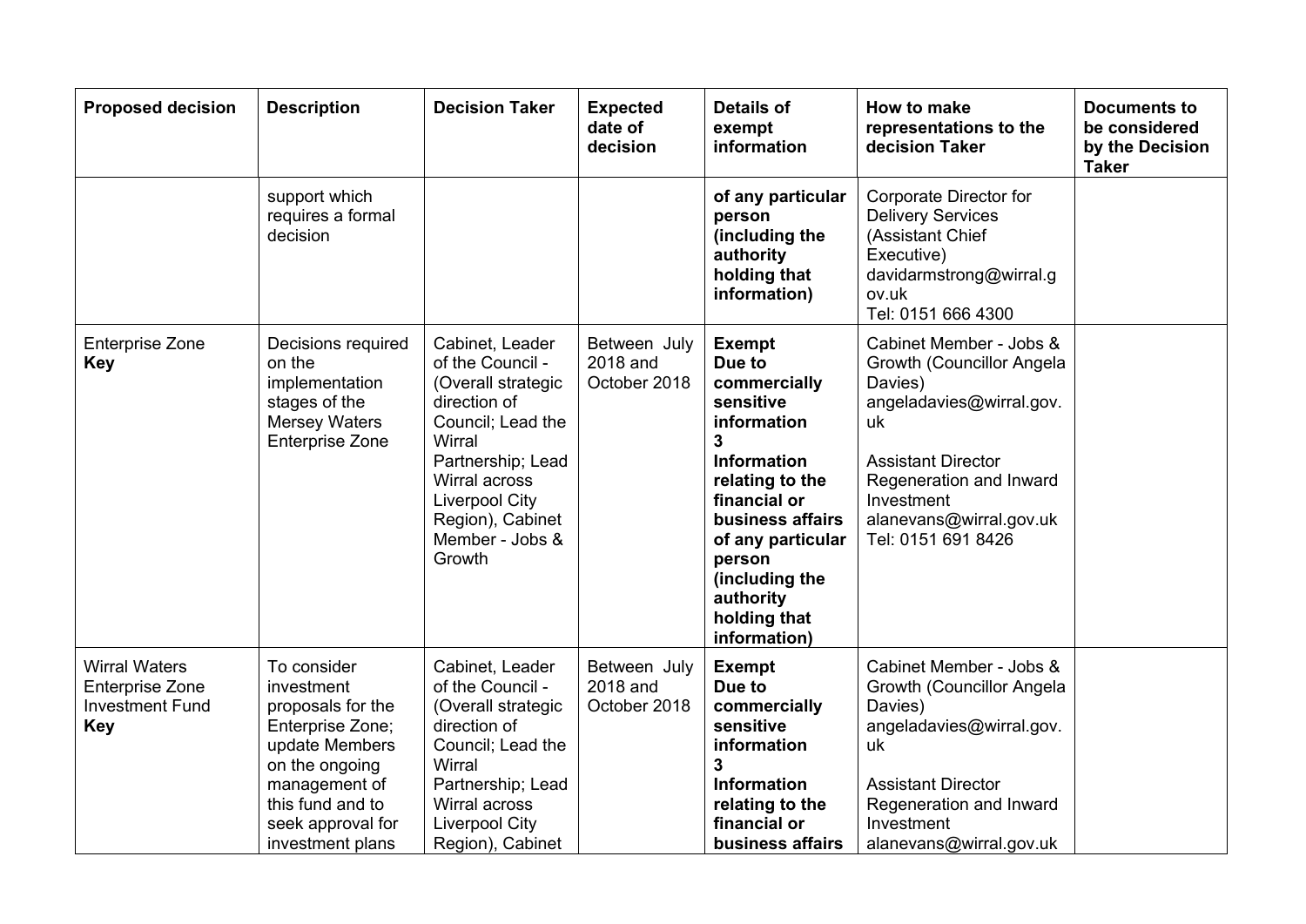| Proposed decision | Description | Decision Taker | Expected date of decision | Details of exempt information | How to make representations to the decision Taker | Documents to be considered by the Decision Taker |
|---|---|---|---|---|---|---|
| | support which requires a formal decision | | | **of any particular person (including the authority holding that information)** | Corporate Director for Delivery Services (Assistant Chief Executive) davidarmstrong@wirral.gov.uk Tel: 0151 666 4300 | |
| Enterprise Zone **Key** | Decisions required on the implementation stages of the Mersey Waters Enterprise Zone | Cabinet, Leader of the Council - (Overall strategic direction of Council; Lead the Wirral Partnership; Lead Wirral across Liverpool City Region), Cabinet Member - Jobs & Growth | Between July 2018 and October 2018 | **Exempt Due to commercially sensitive information 3 Information relating to the financial or business affairs of any particular person (including the authority holding that information)** | Cabinet Member - Jobs & Growth (Councillor Angela Davies) angeladavies@wirral.gov.uk<br><br>Assistant Director Regeneration and Inward Investment alanevans@wirral.gov.uk Tel: 0151 691 8426 | |
| Wirral Waters Enterprise Zone Investment Fund **Key** | To consider investment proposals for the Enterprise Zone; update Members on the ongoing management of this fund and to seek approval for investment plans | Cabinet, Leader of the Council - (Overall strategic direction of Council; Lead the Wirral Partnership; Lead Wirral across Liverpool City Region), Cabinet | Between July 2018 and October 2018 | **Exempt Due to commercially sensitive information 3 Information relating to the financial or business affairs** | Cabinet Member - Jobs & Growth (Councillor Angela Davies) angeladavies@wirral.gov.uk<br><br>Assistant Director Regeneration and Inward Investment alanevans@wirral.gov.uk | |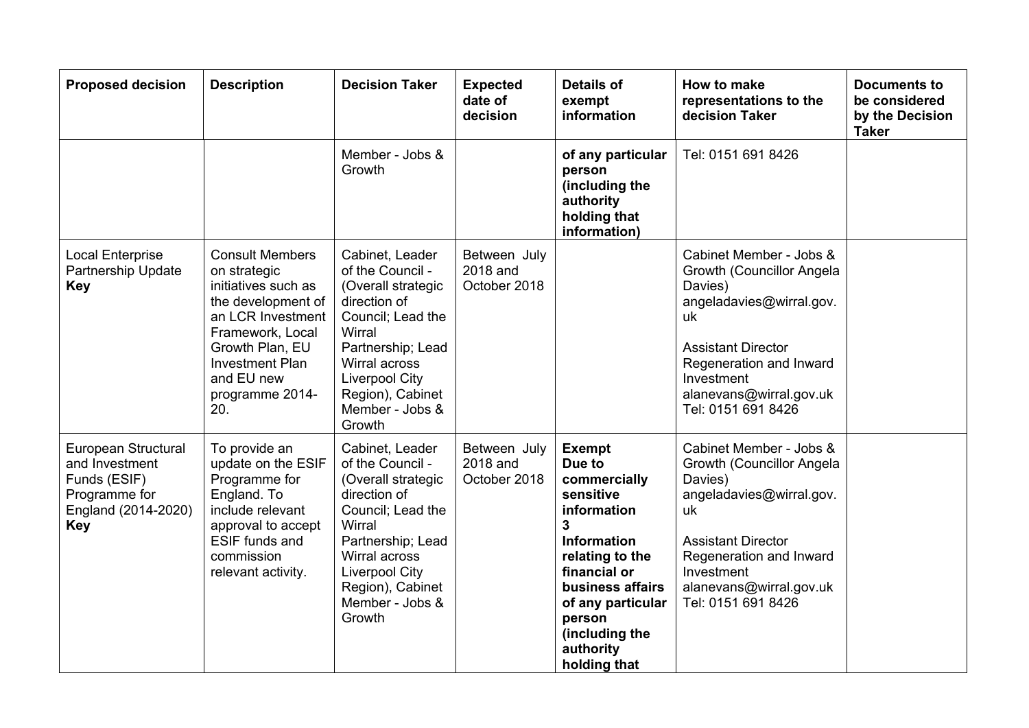| Proposed decision | Description | Decision Taker | Expected date of decision | Details of exempt information | How to make representations to the decision Taker | Documents to be considered by the Decision Taker |
|---|---|---|---|---|---|---|
| | | Member - Jobs & Growth | | **of any particular person (including the authority holding that information)** | Tel: 0151 691 8426 | |
| Local Enterprise Partnership Update **Key** | Consult Members on strategic initiatives such as the development of an LCR Investment Framework, Local Growth Plan, EU Investment Plan and EU new programme 2014-20. | Cabinet, Leader of the Council - (Overall strategic direction of Council; Lead the Wirral Partnership; Lead Wirral across Liverpool City Region), Cabinet Member - Jobs & Growth | Between July 2018 and October 2018 | | Cabinet Member - Jobs & Growth (Councillor Angela Davies) angeladavies@wirral.gov.uk<br><br>Assistant Director Regeneration and Inward Investment alanevans@wirral.gov.uk Tel: 0151 691 8426 | |
| European Structural and Investment Funds (ESIF) Programme for England (2014-2020) **Key** | To provide an update on the ESIF Programme for England. To include relevant approval to accept ESIF funds and commission relevant activity. | Cabinet, Leader of the Council - (Overall strategic direction of Council; Lead the Wirral Partnership; Lead Wirral across Liverpool City Region), Cabinet Member - Jobs & Growth | Between July 2018 and October 2018 | **Exempt Due to commercially sensitive information 3 Information relating to the financial or business affairs of any particular person (including the authority holding that** | Cabinet Member - Jobs & Growth (Councillor Angela Davies) angeladavies@wirral.gov.uk<br><br>Assistant Director Regeneration and Inward Investment alanevans@wirral.gov.uk Tel: 0151 691 8426 | |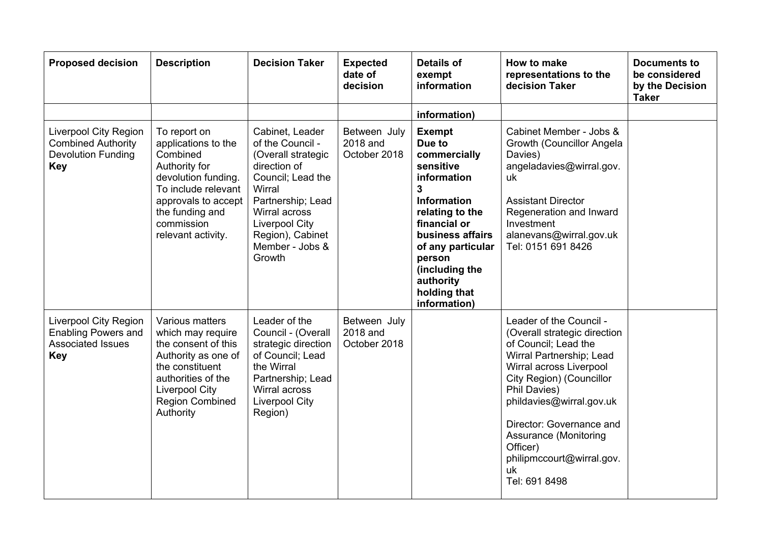| Proposed decision | Description | Decision Taker | Expected date of decision | Details of exempt information | How to make representations to the decision Taker | Documents to be considered by the Decision Taker |
|---|---|---|---|---|---|---|
| | | | | **information)** | | |
| Liverpool City Region Combined Authority Devolution Funding **Key** | To report on applications to the Combined Authority for devolution funding. To include relevant approvals to accept the funding and commission relevant activity. | Cabinet, Leader of the Council - (Overall strategic direction of Council; Lead the Wirral Partnership; Lead Wirral across Liverpool City Region), Cabinet Member - Jobs & Growth | Between July 2018 and October 2018 | **Exempt Due to commercially sensitive information 3 Information relating to the financial or business affairs of any particular person (including the authority holding that information)** | Cabinet Member - Jobs & Growth (Councillor Angela Davies) angeladavies@wirral.gov.uk<br><br>Assistant Director Regeneration and Inward Investment alanevans@wirral.gov.uk Tel: 0151 691 8426 | |
| Liverpool City Region Enabling Powers and Associated Issues **Key** | Various matters which may require the consent of this Authority as one of the constituent authorities of the Liverpool City Region Combined Authority | Leader of the Council - (Overall strategic direction of Council; Lead the Wirral Partnership; Lead Wirral across Liverpool City Region) | Between July 2018 and October 2018 | | Leader of the Council - (Overall strategic direction of Council; Lead the Wirral Partnership; Lead Wirral across Liverpool City Region) (Councillor Phil Davies) phildavies@wirral.gov.uk<br><br>Director: Governance and Assurance (Monitoring Officer) philipmccourt@wirral.gov.uk Tel: 691 8498 | |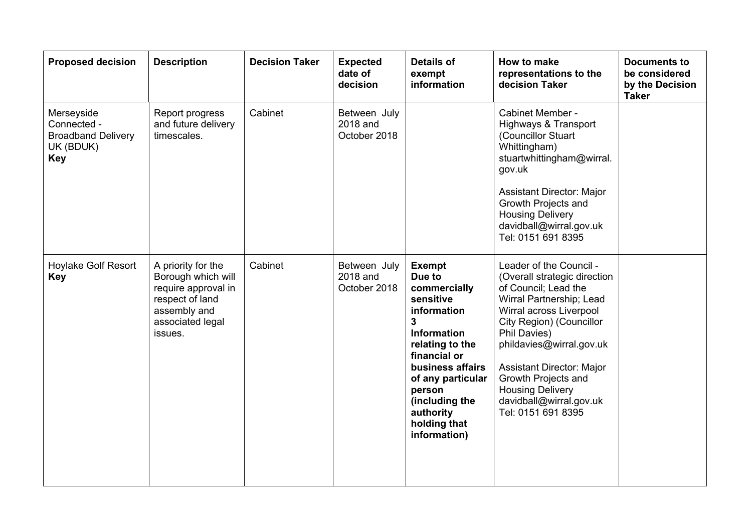| Proposed decision | Description | Decision Taker | Expected date of decision | Details of exempt information | How to make representations to the decision Taker | Documents to be considered by the Decision Taker |
|---|---|---|---|---|---|---|
| Merseyside Connected - Broadband Delivery UK (BDUK) **Key** | Report progress and future delivery timescales. | Cabinet | Between July 2018 and October 2018 | | Cabinet Member - Highways & Transport (Councillor Stuart Whittingham) stuartwhittingham@wirral.gov.uk<br><br>Assistant Director: Major Growth Projects and Housing Delivery davidball@wirral.gov.uk Tel: 0151 691 8395 | |
| Hoylake Golf Resort **Key** | A priority for the Borough which will require approval in respect of land assembly and associated legal issues. | Cabinet | Between July 2018 and October 2018 | **Exempt Due to commercially sensitive information 3 Information relating to the financial or business affairs of any particular person (including the authority holding that information)** | Leader of the Council - (Overall strategic direction of Council; Lead the Wirral Partnership; Lead Wirral across Liverpool City Region) (Councillor Phil Davies) phildavies@wirral.gov.uk<br><br>Assistant Director: Major Growth Projects and Housing Delivery davidball@wirral.gov.uk Tel: 0151 691 8395 | |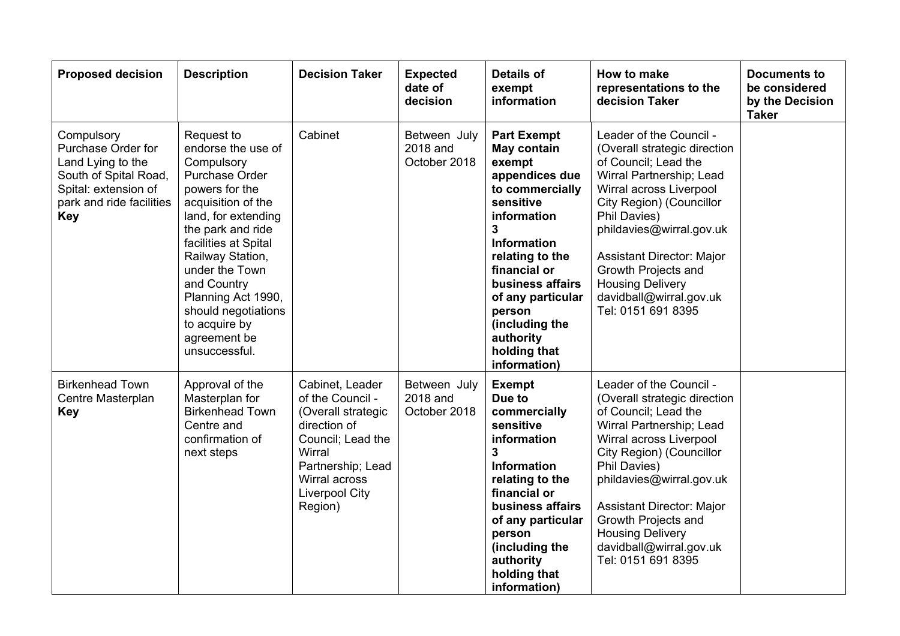| Proposed decision | Description | Decision Taker | Expected date of decision | Details of exempt information | How to make representations to the decision Taker | Documents to be considered by the Decision Taker |
|---|---|---|---|---|---|---|
| Compulsory Purchase Order for Land Lying to the South of Spital Road, Spital: extension of park and ride facilities **Key** | Request to endorse the use of Compulsory Purchase Order powers for the acquisition of the land, for extending the park and ride facilities at Spital Railway Station, under the Town and Country Planning Act 1990, should negotiations to acquire by agreement be unsuccessful. | Cabinet | Between July 2018 and October 2018 | **Part Exempt May contain exempt appendices due to commercially sensitive information 3 Information relating to the financial or business affairs of any particular person (including the authority holding that information)** | Leader of the Council - (Overall strategic direction of Council; Lead the Wirral Partnership; Lead Wirral across Liverpool City Region) (Councillor Phil Davies) phildavies@wirral.gov.uk<br><br>Assistant Director: Major Growth Projects and Housing Delivery davidball@wirral.gov.uk Tel: 0151 691 8395 | |
| Birkenhead Town Centre Masterplan **Key** | Approval of the Masterplan for Birkenhead Town Centre and confirmation of next steps | Cabinet, Leader of the Council - (Overall strategic direction of Council; Lead the Wirral Partnership; Lead Wirral across Liverpool City Region) | Between July 2018 and October 2018 | **Exempt Due to commercially sensitive information 3 Information relating to the financial or business affairs of any particular person (including the authority holding that information)** | Leader of the Council - (Overall strategic direction of Council; Lead the Wirral Partnership; Lead Wirral across Liverpool City Region) (Councillor Phil Davies) phildavies@wirral.gov.uk<br><br>Assistant Director: Major Growth Projects and Housing Delivery davidball@wirral.gov.uk Tel: 0151 691 8395 | |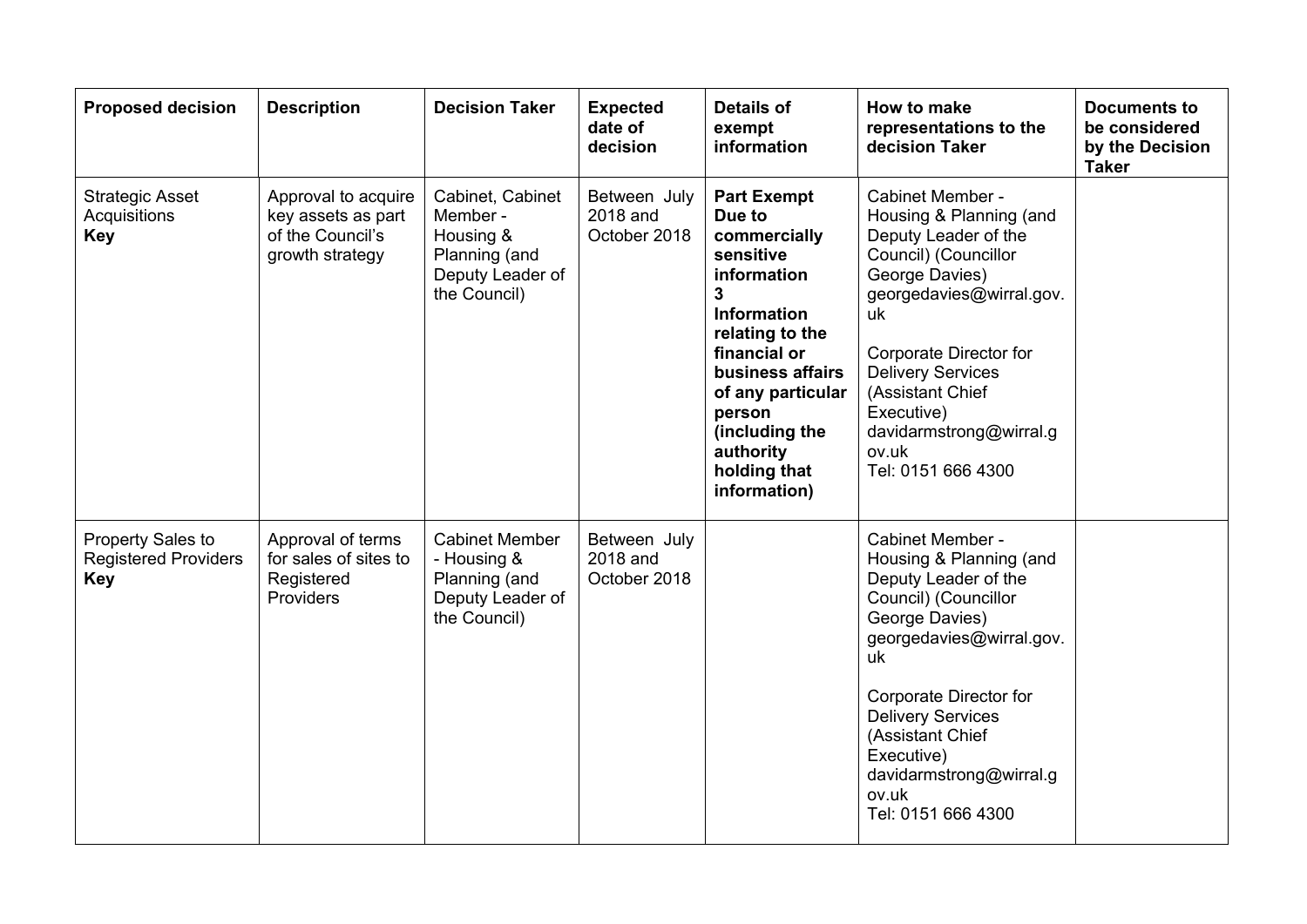| **Proposed decision** | **Description** | **Decision Taker** | **Expected date of decision** | **Details of exempt information** | **How to make representations to the decision Taker** | **Documents to be considered by the Decision Taker** |
|---|---|---|---|---|---|---|
| Strategic Asset Acquisitions **Key** | Approval to acquire key assets as part of the Council's growth strategy | Cabinet, Cabinet Member - Housing & Planning (and Deputy Leader of the Council) | Between July 2018 and October 2018 | **Part Exempt Due to commercially sensitive information 3 Information relating to the financial or business affairs of any particular person (including the authority holding that information)** | Cabinet Member - Housing & Planning (and Deputy Leader of the Council) (Councillor George Davies) georgedavies@wirral.gov.uk<br><br>Corporate Director for Delivery Services (Assistant Chief Executive) davidarmstrong@wirral.gov.uk Tel: 0151 666 4300 | |
| Property Sales to Registered Providers **Key** | Approval of terms for sales of sites to Registered Providers | Cabinet Member - Housing & Planning (and Deputy Leader of the Council) | Between July 2018 and October 2018 | | Cabinet Member - Housing & Planning (and Deputy Leader of the Council) (Councillor George Davies) georgedavies@wirral.gov.uk<br><br>Corporate Director for Delivery Services (Assistant Chief Executive) davidarmstrong@wirral.gov.uk Tel: 0151 666 4300 | |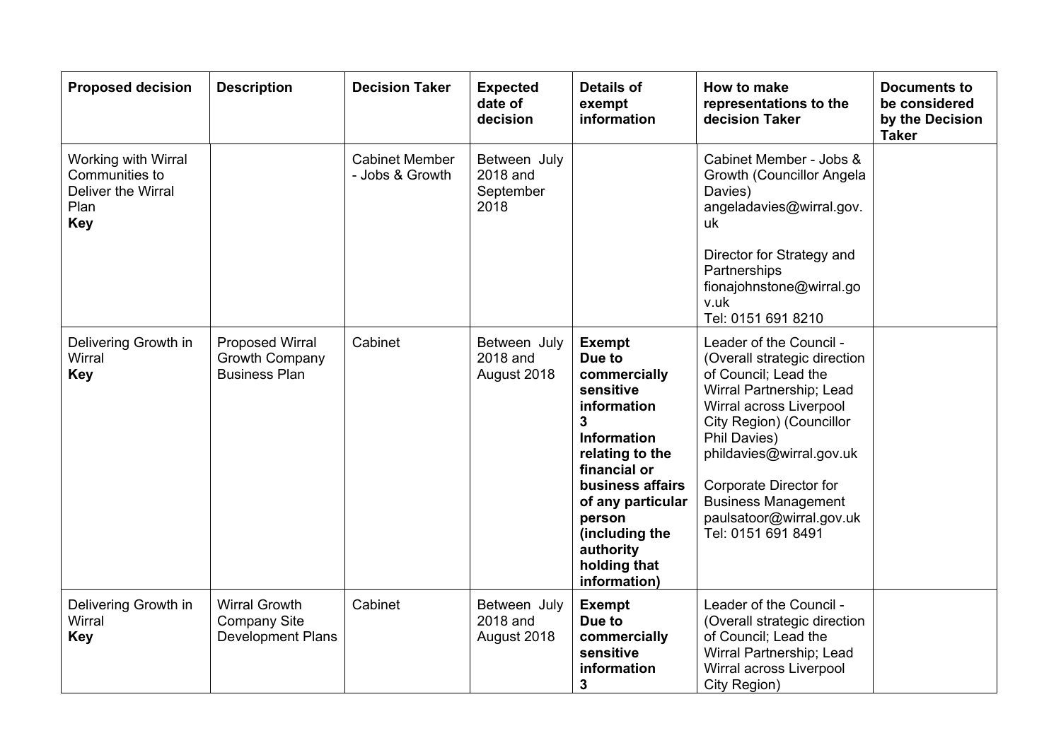| Proposed decision | Description | Decision Taker | Expected date of decision | Details of exempt information | How to make representations to the decision Taker | Documents to be considered by the Decision Taker |
|---|---|---|---|---|---|---|
| Working with Wirral Communities to Deliver the Wirral Plan **Key** | | Cabinet Member - Jobs & Growth | Between July 2018 and September 2018 | | Cabinet Member - Jobs & Growth (Councillor Angela Davies) angeladavies@wirral.gov.uk<br><br>Director for Strategy and Partnerships fionajohnstone@wirral.gov.uk Tel: 0151 691 8210 | |
| Delivering Growth in Wirral **Key** | Proposed Wirral Growth Company Business Plan | Cabinet | Between July 2018 and August 2018 | **Exempt Due to commercially sensitive information 3 Information relating to the financial or business affairs of any particular person (including the authority holding that information)** | Leader of the Council - (Overall strategic direction of Council; Lead the Wirral Partnership; Lead Wirral across Liverpool City Region) (Councillor Phil Davies) phildavies@wirral.gov.uk<br><br>Corporate Director for Business Management paulsatoor@wirral.gov.uk Tel: 0151 691 8491 | |
| Delivering Growth in Wirral **Key** | Wirral Growth Company Site Development Plans | Cabinet | Between July 2018 and August 2018 | **Exempt Due to commercially sensitive information 3** | Leader of the Council - (Overall strategic direction of Council; Lead the Wirral Partnership; Lead Wirral across Liverpool City Region) | |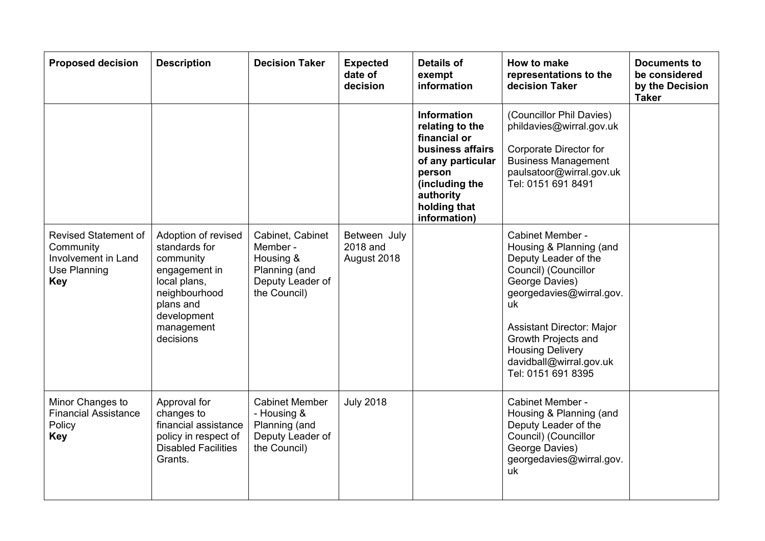| Proposed decision | Description | Decision Taker | Expected date of decision | Details of exempt information | How to make representations to the decision Taker | Documents to be considered by the Decision Taker |
|---|---|---|---|---|---|---|
| | | | | **Information relating to the financial or business affairs of any particular person (including the authority holding that information)** | (Councillor Phil Davies) phildavies@wirral.gov.uk<br><br>Corporate Director for Business Management paulsatoor@wirral.gov.uk Tel: 0151 691 8491 | |
| Revised Statement of Community Involvement in Land Use Planning **Key** | Adoption of revised standards for community engagement in local plans, neighbourhood plans and development management decisions | Cabinet, Cabinet Member - Housing & Planning (and Deputy Leader of the Council) | Between July 2018 and August 2018 | | Cabinet Member - Housing & Planning (and Deputy Leader of the Council) (Councillor George Davies) georgedavies@wirral.gov.uk<br><br>Assistant Director: Major Growth Projects and Housing Delivery davidball@wirral.gov.uk Tel: 0151 691 8395 | |
| Minor Changes to Financial Assistance Policy **Key** | Approval for changes to financial assistance policy in respect of Disabled Facilities Grants. | Cabinet Member - Housing & Planning (and Deputy Leader of the Council) | July 2018 | | Cabinet Member - Housing & Planning (and Deputy Leader of the Council) (Councillor George Davies) georgedavies@wirral.gov.uk | |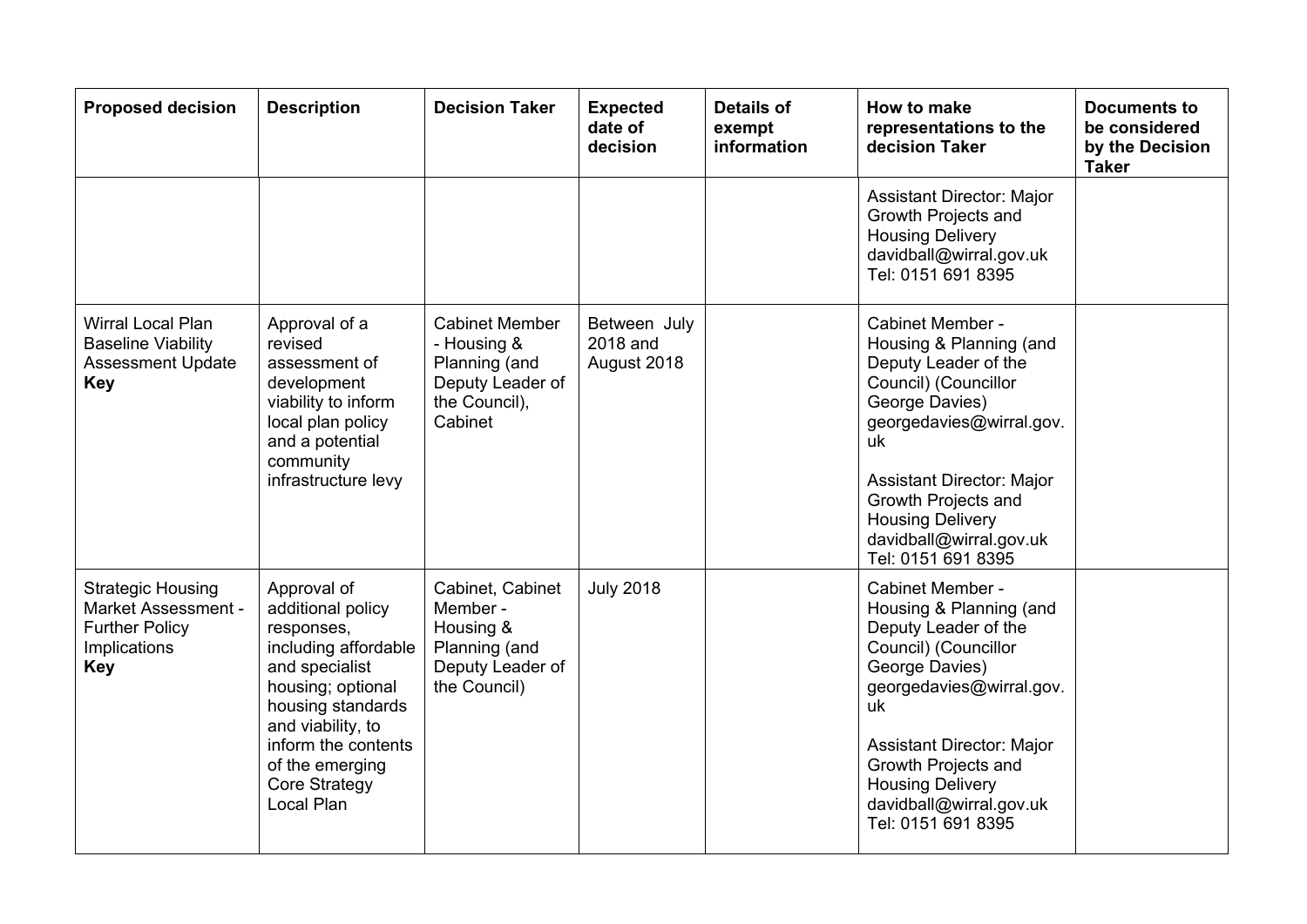| Proposed decision | Description | Decision Taker | Expected date of decision | Details of exempt information | How to make representations to the decision Taker | Documents to be considered by the Decision Taker |
|---|---|---|---|---|---|---|
| | | | | | Assistant Director: Major Growth Projects and Housing Delivery davidball@wirral.gov.uk Tel: 0151 691 8395 | |
| Wirral Local Plan Baseline Viability Assessment Update **Key** | Approval of a revised assessment of development viability to inform local plan policy and a potential community infrastructure levy | Cabinet Member - Housing & Planning (and Deputy Leader of the Council), Cabinet | Between July 2018 and August 2018 | | Cabinet Member - Housing & Planning (and Deputy Leader of the Council) (Councillor George Davies) georgedavies@wirral.gov.uk<br><br>Assistant Director: Major Growth Projects and Housing Delivery davidball@wirral.gov.uk Tel: 0151 691 8395 | |
| Strategic Housing Market Assessment - Further Policy Implications **Key** | Approval of additional policy responses, including affordable and specialist housing; optional housing standards and viability, to inform the contents of the emerging Core Strategy Local Plan | Cabinet, Cabinet Member - Housing & Planning (and Deputy Leader of the Council) | July 2018 | | Cabinet Member - Housing & Planning (and Deputy Leader of the Council) (Councillor George Davies) georgedavies@wirral.gov.uk<br><br>Assistant Director: Major Growth Projects and Housing Delivery davidball@wirral.gov.uk Tel: 0151 691 8395 | |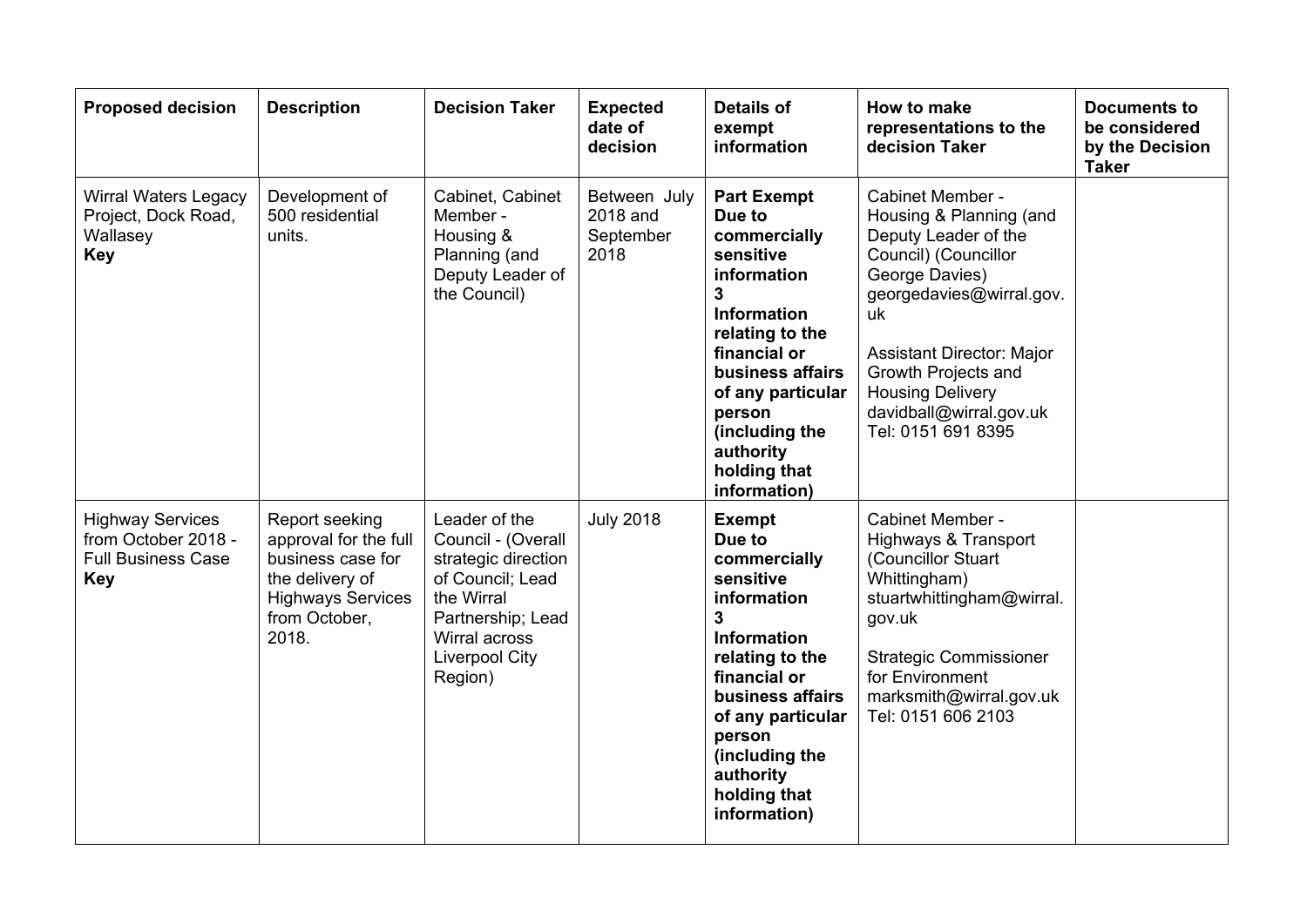| Proposed decision | Description | Decision Taker | Expected date of decision | Details of exempt information | How to make representations to the decision Taker | Documents to be considered by the Decision Taker |
|---|---|---|---|---|---|---|
| Wirral Waters Legacy Project, Dock Road, Wallasey **Key** | Development of 500 residential units. | Cabinet, Cabinet Member - Housing & Planning (and Deputy Leader of the Council) | Between July 2018 and September 2018 | **Part Exempt Due to commercially sensitive information 3 Information relating to the financial or business affairs of any particular person (including the authority holding that information)** | Cabinet Member - Housing & Planning (and Deputy Leader of the Council) (Councillor George Davies) georgedavies@wirral.gov.uk<br><br>Assistant Director: Major Growth Projects and Housing Delivery davidball@wirral.gov.uk Tel: 0151 691 8395 | |
| Highway Services from October 2018 - Full Business Case **Key** | Report seeking approval for the full business case for the delivery of Highways Services from October, 2018. | Leader of the Council - (Overall strategic direction of Council; Lead the Wirral Partnership; Lead Wirral across Liverpool City Region) | July 2018 | **Exempt Due to commercially sensitive information 3 Information relating to the financial or business affairs of any particular person (including the authority holding that information)** | Cabinet Member - Highways & Transport (Councillor Stuart Whittingham) stuartwhittingham@wirral.gov.uk<br><br>Strategic Commissioner for Environment marksmith@wirral.gov.uk Tel: 0151 606 2103 | |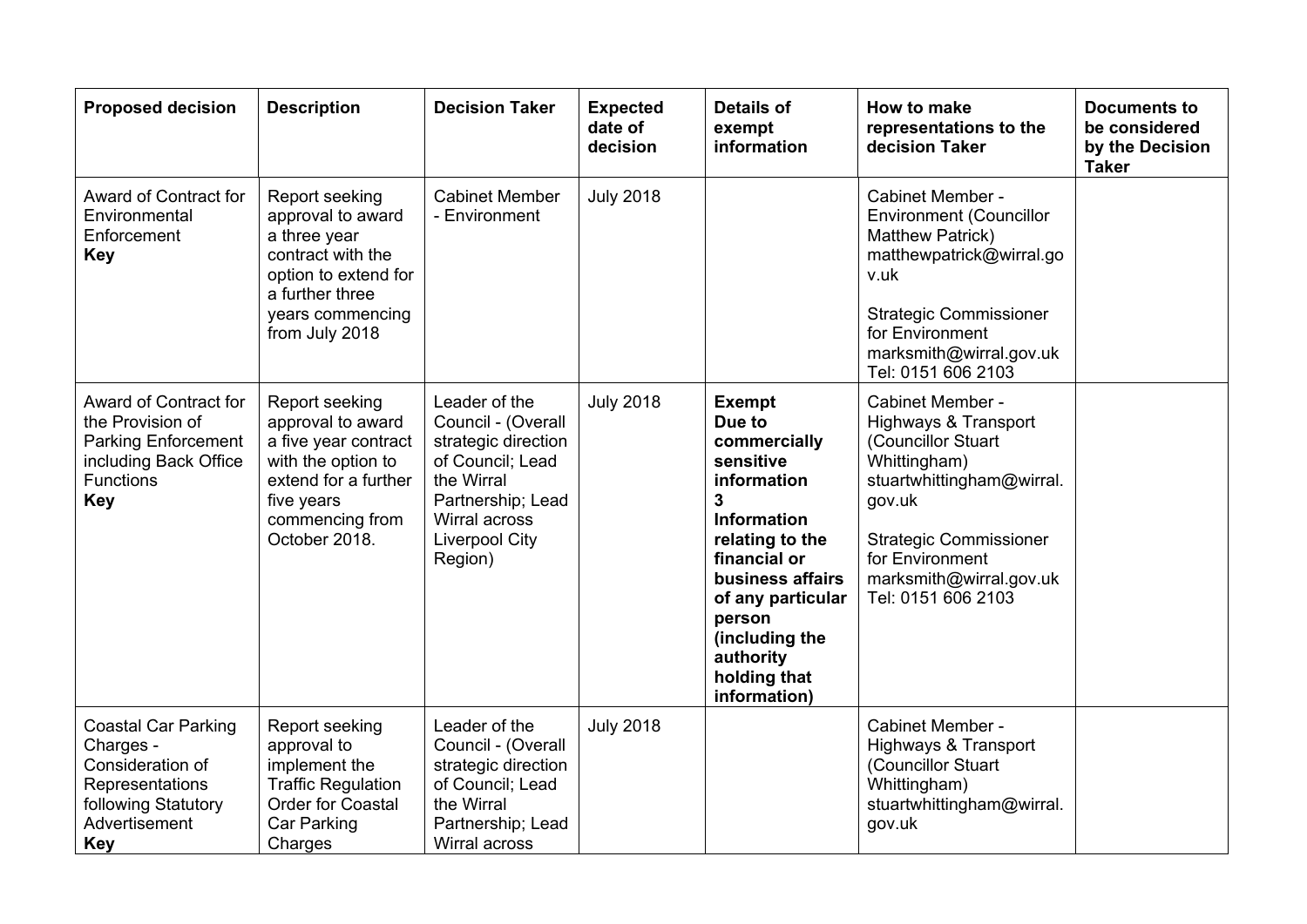| Proposed decision | Description | Decision Taker | Expected date of decision | Details of exempt information | How to make representations to the decision Taker | Documents to be considered by the Decision Taker |
|---|---|---|---|---|---|---|
| Award of Contract for Environmental Enforcement **Key** | Report seeking approval to award a three year contract with the option to extend for a further three years commencing from July 2018 | Cabinet Member - Environment | July 2018 | | Cabinet Member - Environment (Councillor Matthew Patrick) matthewpatrick@wirral.gov.uk<br><br>Strategic Commissioner for Environment marksmith@wirral.gov.uk Tel: 0151 606 2103 | |
| Award of Contract for the Provision of Parking Enforcement including Back Office Functions **Key** | Report seeking approval to award a five year contract with the option to extend for a further five years commencing from October 2018. | Leader of the Council - (Overall strategic direction of Council; Lead the Wirral Partnership; Lead Wirral across Liverpool City Region) | July 2018 | **Exempt Due to commercially sensitive information 3 Information relating to the financial or business affairs of any particular person (including the authority holding that information)** | Cabinet Member - Highways & Transport (Councillor Stuart Whittingham) stuartwhittingham@wirral.gov.uk<br><br>Strategic Commissioner for Environment marksmith@wirral.gov.uk Tel: 0151 606 2103 | |
| Coastal Car Parking Charges - Consideration of Representations following Statutory Advertisement **Key** | Report seeking approval to implement the Traffic Regulation Order for Coastal Car Parking Charges | Leader of the Council - (Overall strategic direction of Council; Lead the Wirral Partnership; Lead Wirral across | July 2018 | | Cabinet Member - Highways & Transport (Councillor Stuart Whittingham) stuartwhittingham@wirral.gov.uk | |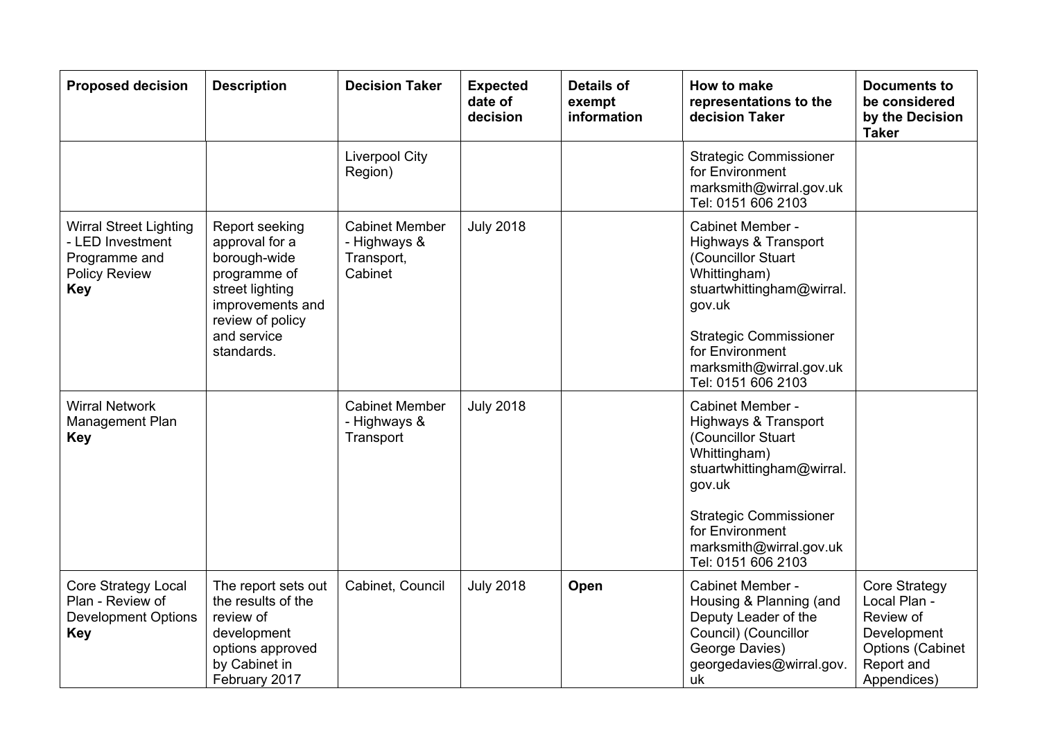| Proposed decision | Description | Decision Taker | Expected date of decision | Details of exempt information | How to make representations to the decision Taker | Documents to be considered by the Decision Taker |
|---|---|---|---|---|---|---|
| | | Liverpool City Region) | | | Strategic Commissioner for Environment marksmith@wirral.gov.uk Tel: 0151 606 2103 | |
| Wirral Street Lighting - LED Investment Programme and Policy Review **Key** | Report seeking approval for a borough-wide programme of street lighting improvements and review of policy and service standards. | Cabinet Member - Highways & Transport, Cabinet | July 2018 | | Cabinet Member - Highways & Transport (Councillor Stuart Whittingham) stuartwhittingham@wirral.gov.uk<br><br>Strategic Commissioner for Environment marksmith@wirral.gov.uk Tel: 0151 606 2103 | |
| Wirral Network Management Plan **Key** | | Cabinet Member - Highways & Transport | July 2018 | | Cabinet Member - Highways & Transport (Councillor Stuart Whittingham) stuartwhittingham@wirral.gov.uk<br><br>Strategic Commissioner for Environment marksmith@wirral.gov.uk Tel: 0151 606 2103 | |
| Core Strategy Local Plan - Review of Development Options **Key** | The report sets out the results of the review of development options approved by Cabinet in February 2017 | Cabinet, Council | July 2018 | **Open** | Cabinet Member - Housing & Planning (and Deputy Leader of the Council) (Councillor George Davies) georgedavies@wirral.gov.uk | Core Strategy Local Plan - Review of Development Options (Cabinet Report and Appendices) |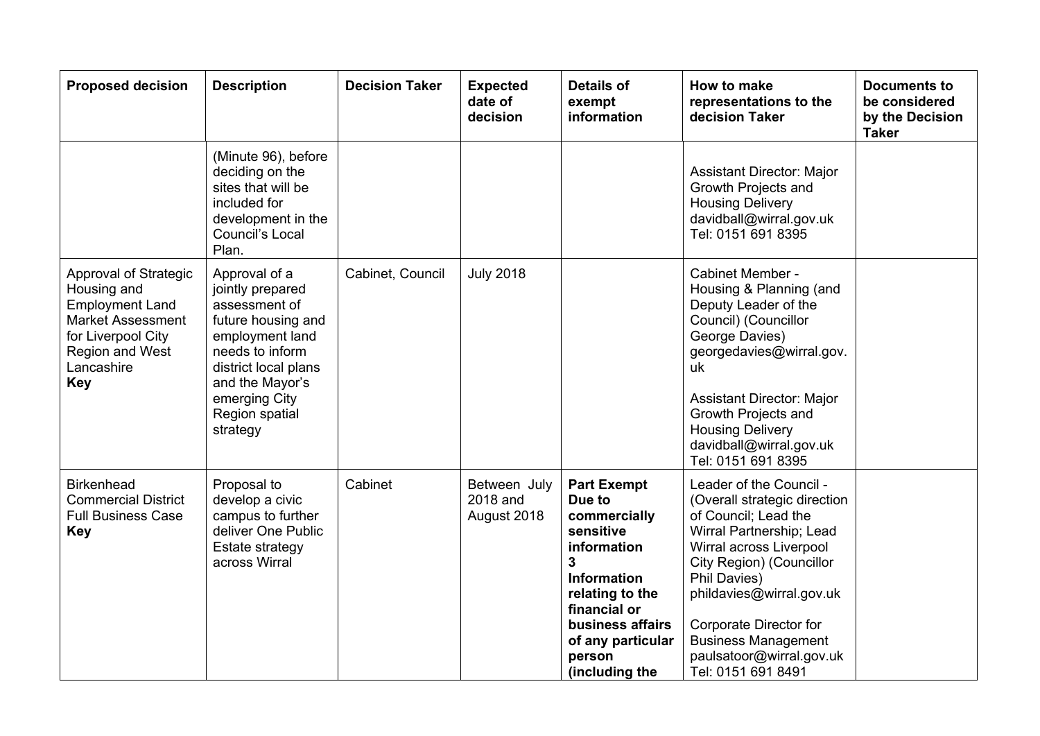| Proposed decision | Description | Decision Taker | Expected date of decision | Details of exempt information | How to make representations to the decision Taker | Documents to be considered by the Decision Taker |
|---|---|---|---|---|---|---|
| | (Minute 96), before deciding on the sites that will be included for development in the Council's Local Plan. | | | | Assistant Director: Major Growth Projects and Housing Delivery davidball@wirral.gov.uk Tel: 0151 691 8395 | |
| Approval of Strategic Housing and Employment Land Market Assessment for Liverpool City Region and West Lancashire **Key** | Approval of a jointly prepared assessment of future housing and employment land needs to inform district local plans and the Mayor's emerging City Region spatial strategy | Cabinet, Council | July 2018 | | Cabinet Member - Housing & Planning (and Deputy Leader of the Council) (Councillor George Davies) georgedavies@wirral.gov.uk<br><br>Assistant Director: Major Growth Projects and Housing Delivery davidball@wirral.gov.uk Tel: 0151 691 8395 | |
| Birkenhead Commercial District Full Business Case **Key** | Proposal to develop a civic campus to further deliver One Public Estate strategy across Wirral | Cabinet | Between July 2018 and August 2018 | **Part Exempt Due to commercially sensitive information 3 Information relating to the financial or business affairs of any particular person (including the** | Leader of the Council - (Overall strategic direction of Council; Lead the Wirral Partnership; Lead Wirral across Liverpool City Region) (Councillor Phil Davies) phildavies@wirral.gov.uk<br><br>Corporate Director for Business Management paulsatoor@wirral.gov.uk Tel: 0151 691 8491 | |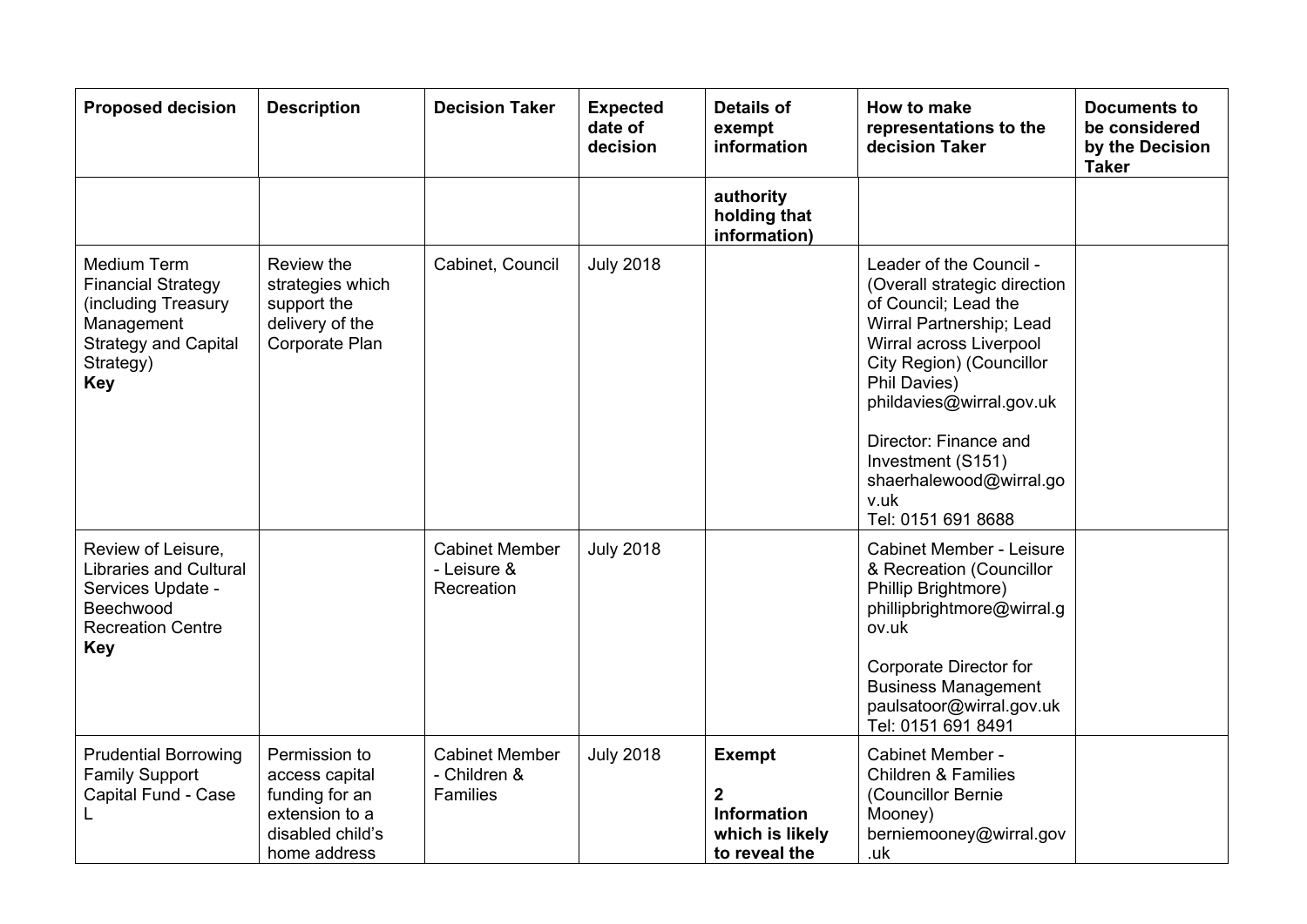| Proposed decision | Description | Decision Taker | Expected date of decision | Details of exempt information | How to make representations to the decision Taker | Documents to be considered by the Decision Taker |
|---|---|---|---|---|---|---|
| | | | | **authority holding that information)** | | |
| Medium Term Financial Strategy (including Treasury Management Strategy and Capital Strategy) **Key** | Review the strategies which support the delivery of the Corporate Plan | Cabinet, Council | July 2018 | | Leader of the Council - (Overall strategic direction of Council; Lead the Wirral Partnership; Lead Wirral across Liverpool City Region) (Councillor Phil Davies) phildavies@wirral.gov.uk<br><br>Director: Finance and Investment (S151) shaerhalewood@wirral.gov.uk<br>Tel: 0151 691 8688 | |
| Review of Leisure, Libraries and Cultural Services Update - Beechwood Recreation Centre **Key** | | Cabinet Member - Leisure & Recreation | July 2018 | | Cabinet Member - Leisure & Recreation (Councillor Phillip Brightmore) phillipbrightmore@wirral.gov.uk<br><br>Corporate Director for Business Management paulsatoor@wirral.gov.uk<br>Tel: 0151 691 8491 | |
| Prudential Borrowing Family Support Capital Fund - Case L | Permission to access capital funding for an extension to a disabled child's home address | Cabinet Member - Children & Families | July 2018 | **Exempt**<br><br>**2 Information which is likely to reveal the** | Cabinet Member - Children & Families (Councillor Bernie Mooney) berniemooney@wirral.gov.uk | |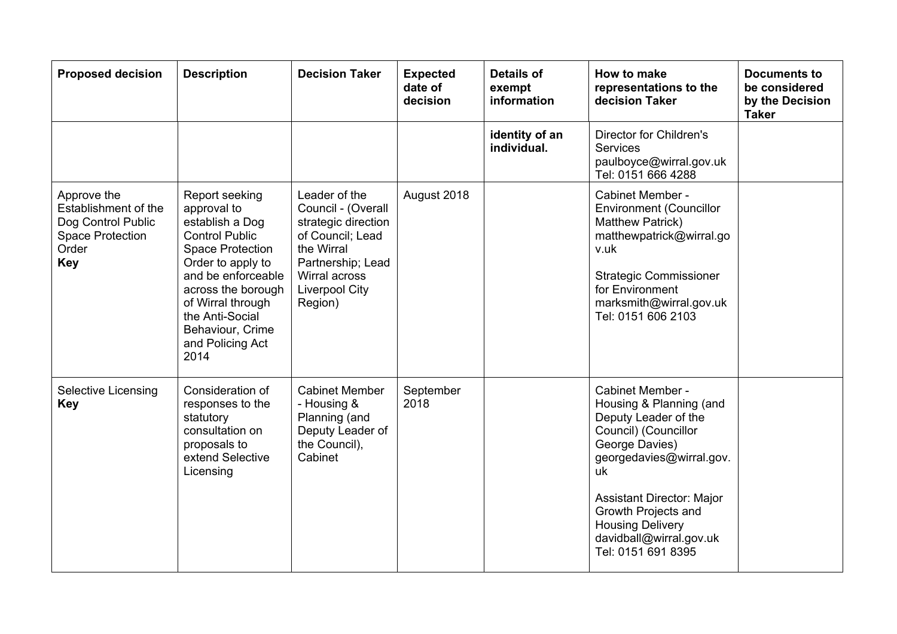| Proposed decision | Description | Decision Taker | Expected date of decision | Details of exempt information | How to make representations to the decision Taker | Documents to be considered by the Decision Taker |
|---|---|---|---|---|---|---|
| | | | | **identity of an individual.** | Director for Children's Services paulboyce@wirral.gov.uk Tel: 0151 666 4288 | |
| Approve the Establishment of the Dog Control Public Space Protection Order **Key** | Report seeking approval to establish a Dog Control Public Space Protection Order to apply to and be enforceable across the borough of Wirral through the Anti-Social Behaviour, Crime and Policing Act 2014 | Leader of the Council - (Overall strategic direction of Council; Lead the Wirral Partnership; Lead Wirral across Liverpool City Region) | August 2018 | | Cabinet Member - Environment (Councillor Matthew Patrick) matthewpatrick@wirral.gov.uk<br><br>Strategic Commissioner for Environment marksmith@wirral.gov.uk Tel: 0151 606 2103 | |
| Selective Licensing **Key** | Consideration of responses to the statutory consultation on proposals to extend Selective Licensing | Cabinet Member - Housing & Planning (and Deputy Leader of the Council), Cabinet | September 2018 | | Cabinet Member - Housing & Planning (and Deputy Leader of the Council) (Councillor George Davies) georgedavies@wirral.gov.uk<br><br>Assistant Director: Major Growth Projects and Housing Delivery davidball@wirral.gov.uk Tel: 0151 691 8395 | |